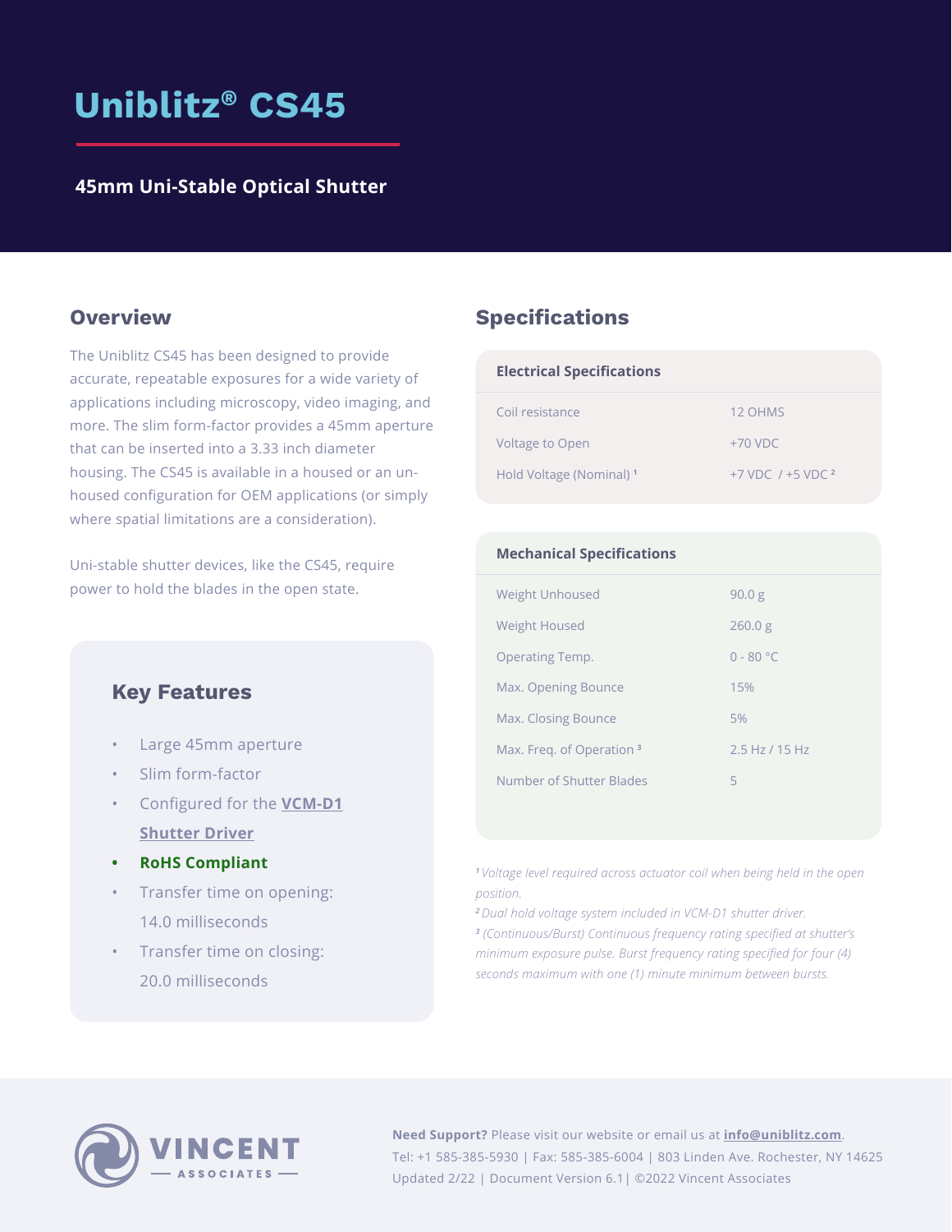# Uniblitz® CS45

**45mm Uni-Stable Optical Shutter**

## Overview

The Uniblitz CS45 has been designed to provide accurate, repeatable exposures for a wide variety of applications including microscopy, video imaging, and more. The slim form-factor provides a 45mm aperture that can be inserted into a 3.33 inch diameter housing. The CS45 is available in a housed or an un-housed configuration for OEM applications (or simply where spatial limitations are a consideration).

Uni-stable shutter devices, like the CS45, require power to hold the blades in the open state.

### Key Features

- Large 45mm aperture
- Slim form-factor
- Configured for the **VCM-D1 Shutter Driver**
- **RoHS Compliant**
- Transfer time on opening: 14.0 milliseconds
- Transfer time on closing: 20.0 milliseconds

## Specifications

| Electrical Specifications | |
|---|---|
| Coil resistance | 12 OHMS |
| Voltage to Open | +70 VDC |
| Hold Voltage (Nominal) [1] | +7 VDC / +5 VDC [2] |

| Mechanical Specifications | |
|---|---|
| Weight Unhoused | 90.0 g |
| Weight Housed | 260.0 g |
| Operating Temp. | 0 - 80 °C |
| Max. Opening Bounce | 15% |
| Max. Closing Bounce | 5% |
| Max. Freq. of Operation [3] | 2.5 Hz / 15 Hz |
| Number of Shutter Blades | 5 |

*[1] Voltage level required across actuator coil when being held in the open position.*
*[2] Dual hold voltage system included in VCM-D1 shutter driver.*
*[3] (Continuous/Burst) Continuous frequency rating specified at shutter's minimum exposure pulse. Burst frequency rating specified for four (4) seconds maximum with one (1) minute minimum between bursts.*

VINCENT ASSOCIATES

**Need Support?** Please visit our website or email us at **info@uniblitz.com**.
Tel: +1 585-385-5930 | Fax: 585-385-6004 | 803 Linden Ave. Rochester, NY 14625
Updated 2/22 | Document Version 6.1| ©2022 Vincent Associates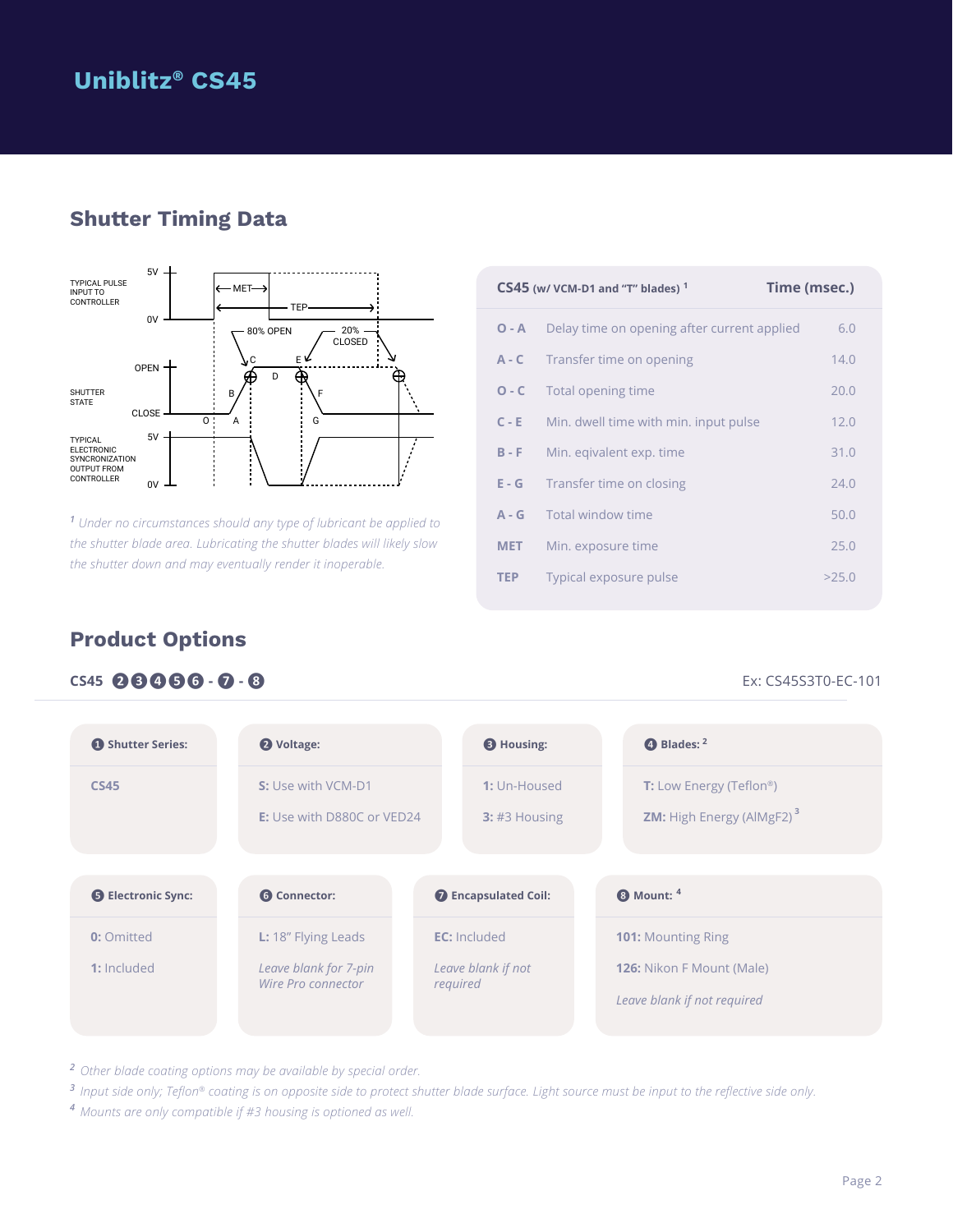# Uniblitz® CS45

## Shutter Timing Data

TYPICAL PULSE INPUT TO CONTROLLER
5V
0V
MET
TEP
80% OPEN
20% CLOSED
SHUTTER STATE
OPEN
CLOSE
O A B C D E F G
TYPICAL ELECTRONIC SYNCRONIZATION OUTPUT FROM CONTROLLER
5V
0V

*[1] Under no circumstances should any type of lubricant be applied to the shutter blade area. Lubricating the shutter blades will likely slow the shutter down and may eventually render it inoperable.*

| CS45 (w/ VCM-D1 and "T" blades) [1] | | Time (msec.) |
|---|---|---|
| O - A | Delay time on opening after current applied | 6.0 |
| A - C | Transfer time on opening | 14.0 |
| O - C | Total opening time | 20.0 |
| C - E | Min. dwell time with min. input pulse | 12.0 |
| B - F | Min. eqivalent exp. time | 31.0 |
| E - G | Transfer time on closing | 24.0 |
| A - G | Total window time | 50.0 |
| MET | Min. exposure time | 25.0 |
| TEP | Typical exposure pulse | >25.0 |

## Product Options

**CS45 ❷❸❹❺❻ - ❼ - ❽**

Ex: CS45S3T0-EC-101

**❶ Shutter Series:**
- **CS45**

**❷ Voltage:**
- **S:** Use with VCM-D1
- **E:** Use with D880C or VED24

**❸ Housing:**
- **1:** Un-Housed
- **3:** #3 Housing

**❹ Blades:** [2]
- **T:** Low Energy (Teflon®)
- **ZM:** High Energy (AlMgF2) [3]

**❺ Electronic Sync:**
- **0:** Omitted
- **1:** Included

**❻ Connector:**
- **L:** 18" Flying Leads
- *Leave blank for 7-pin Wire Pro connector*

**❼ Encapsulated Coil:**
- **EC:** Included
- *Leave blank if not required*

**❽ Mount:** [4]
- **101:** Mounting Ring
- **126:** Nikon F Mount (Male)
- *Leave blank if not required*

*[2] Other blade coating options may be available by special order.*

*[3] Input side only; Teflon® coating is on opposite side to protect shutter blade surface. Light source must be input to the reflective side only.*

*[4] Mounts are only compatible if #3 housing is optioned as well.*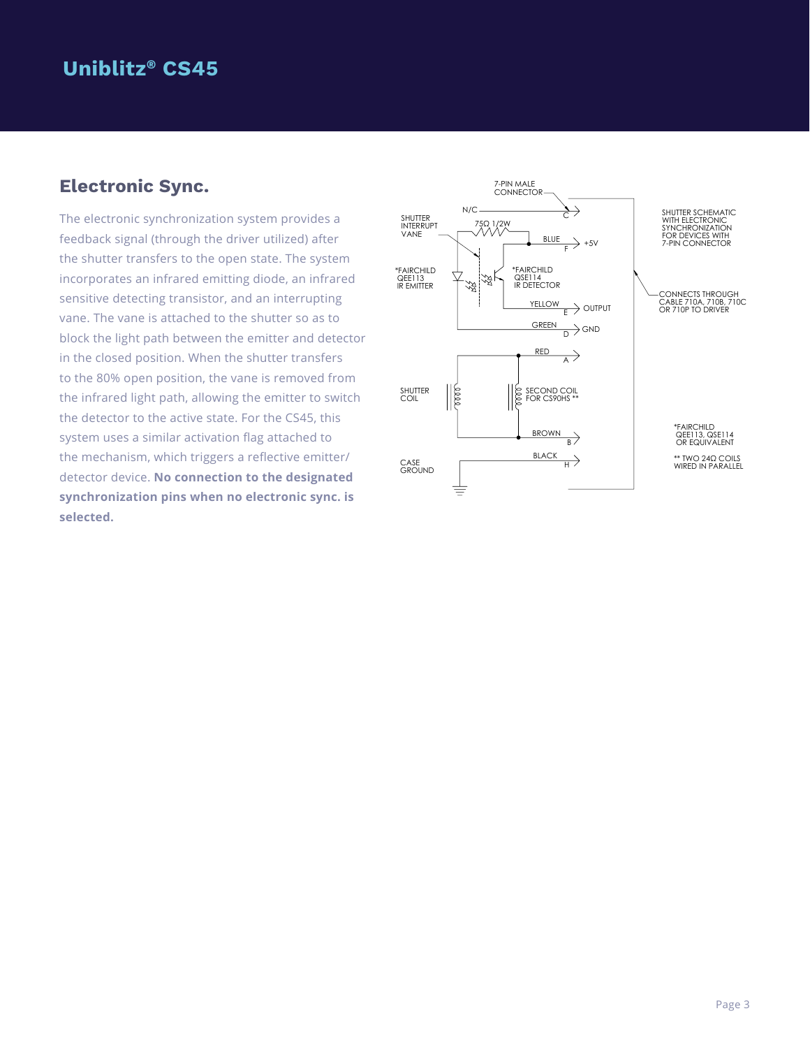# Uniblitz® CS45

## Electronic Sync.

The electronic synchronization system provides a feedback signal (through the driver utilized) after the shutter transfers to the open state. The system incorporates an infrared emitting diode, an infrared sensitive detecting transistor, and an interrupting vane. The vane is attached to the shutter so as to block the light path between the emitter and detector in the closed position. When the shutter transfers to the 80% open position, the vane is removed from the infrared light path, allowing the emitter to switch the detector to the active state. For the CS45, this system uses a similar activation flag attached to the mechanism, which triggers a reflective emitter/detector device. **No connection to the designated synchronization pins when no electronic sync. is selected.**

7-PIN MALE CONNECTOR

N/C

C

SHUTTER INTERRUPT VANE

75Ω 1/2W

BLUE

F

+5V

*FAIRCHILD QEE113 IR EMITTER

*FAIRCHILD QSE114 IR DETECTOR

YELLOW

E

OUTPUT

GREEN

D

GND

RED

A

SHUTTER COIL

SECOND COIL FOR CS90HS **

BROWN

B

CASE GROUND

BLACK

H

SHUTTER SCHEMATIC WITH ELECTRONIC SYNCHRONIZATION FOR DEVICES WITH 7-PIN CONNECTOR

CONNECTS THROUGH CABLE 710A, 710B, 710C OR 710P TO DRIVER

*FAIRCHILD QEE113, QSE114 OR EQUIVALENT

** TWO 24Ω COILS WIRED IN PARALLEL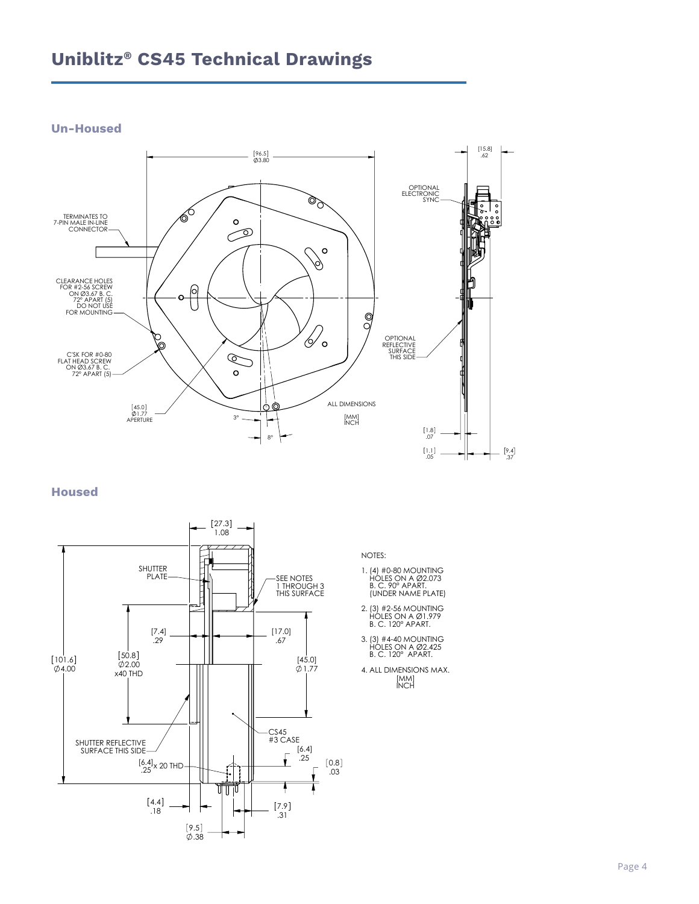# Uniblitz® CS45 Technical Drawings

## Un-Housed

[96.5]
Ø3.80

[15.8]
.62

OPTIONAL
ELECTRONIC
SYNC

TERMINATES TO
7-PIN MALE IN-LINE
CONNECTOR

CLEARANCE HOLES
FOR #2-56 SCREW
ON Ø3.67 B. C.
72° APART (5)
DO NOT USE
FOR MOUNTING

C'SK FOR #0-80
FLAT HEAD SCREW
ON Ø3.67 B. C.
72° APART (5)

OPTIONAL
REFLECTIVE
SURFACE
THIS SIDE

[45.0]
Ø1.77
APERTURE

3°

8°

ALL DIMENSIONS

[MM]
INCH

[1.8]
.07

[1.1]
.05

[9.4]
.37

## Housed

[27.3]
1.08

SHUTTER
PLATE

SEE NOTES
1 THROUGH 3
THIS SURFACE

[7.4]
.29

[17.0]
.67

[50.8]
Ø2.00
x40 THD

[101.6]
Ø4.00

[45.0]
Ø1.77

CS45
#3 CASE

SHUTTER REFLECTIVE
SURFACE THIS SIDE

[6.4]
.25

[6.4]
.25 X 20 THD

[0.8]
.03

[4.4]
.18

[7.9]
.31

[9.5]
Ø.38

NOTES:

1. (4) #0-80 MOUNTING HOLES ON A Ø2.073 B. C. 90° APART. (UNDER NAME PLATE)
2. (3) #2-56 MOUNTING HOLES ON A Ø1.979 B. C. 120° APART.
3. (3) #4-40 MOUNTING HOLES ON A Ø2.425 B. C. 120° APART.
4. ALL DIMENSIONS MAX.

[MM]
INCH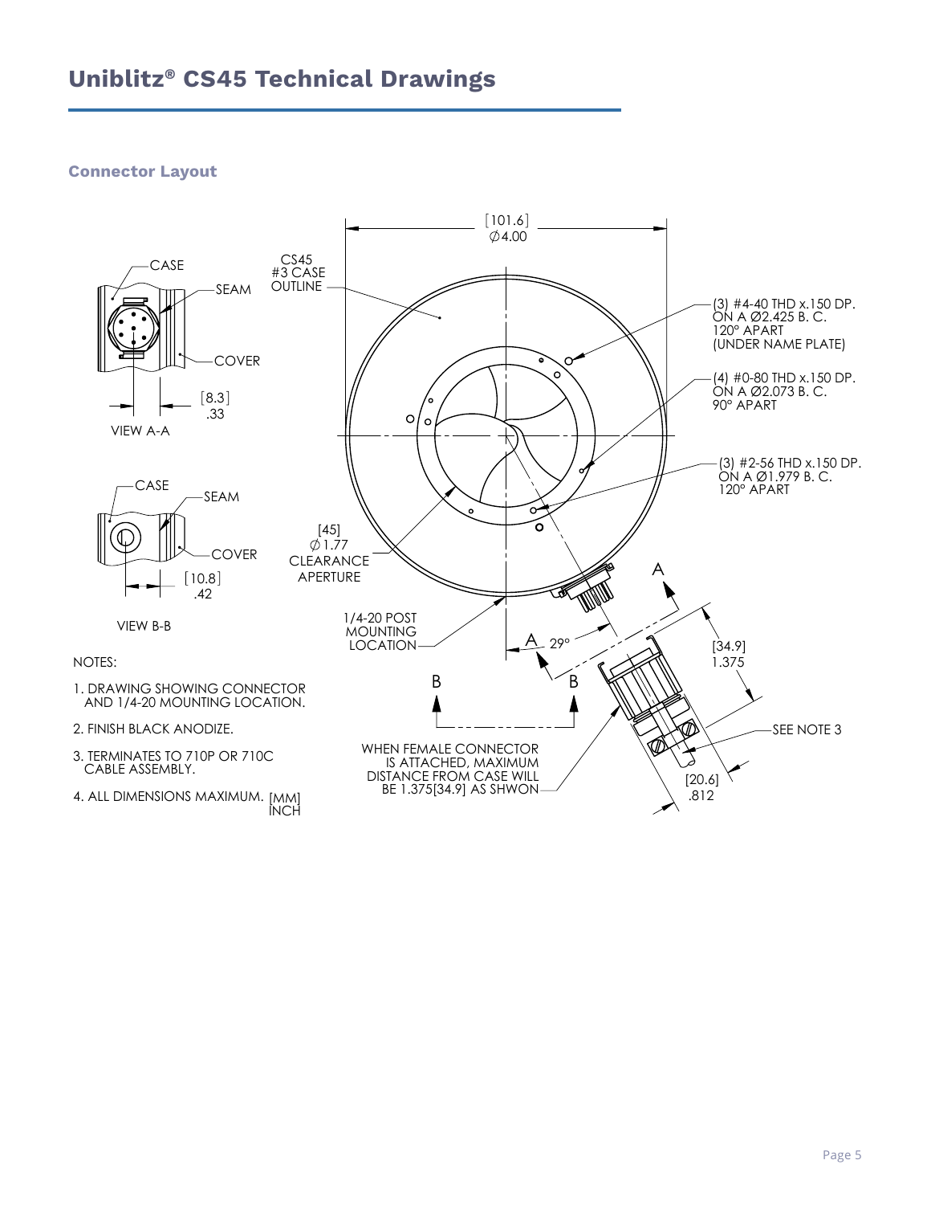# Uniblitz® CS45 Technical Drawings

### Connector Layout

[101.6]
Ø4.00

CS45
#3 CASE
OUTLINE

(3) #4-40 THD x.150 DP.
ON A Ø2.425 B. C.
120° APART
(UNDER NAME PLATE)

(4) #0-80 THD x.150 DP.
ON A Ø2.073 B. C.
90° APART

(3) #2-56 THD x.150 DP.
ON A Ø1.979 B. C.
120° APART

[45]
Ø1.77
CLEARANCE
APERTURE

1/4-20 POST
MOUNTING
LOCATION

A

A 29°

[34.9]
1.375

B

B

SEE NOTE 3

WHEN FEMALE CONNECTOR
IS ATTACHED, MAXIMUM
DISTANCE FROM CASE WILL
BE 1.375[34.9] AS SHWON

[20.6]
.812

CASE

SEAM

COVER

[8.3]
.33

VIEW A-A

CASE

SEAM

COVER

[10.8]
.42

VIEW B-B

NOTES:

1. DRAWING SHOWING CONNECTOR AND 1/4-20 MOUNTING LOCATION.
2. FINISH BLACK ANODIZE.
3. TERMINATES TO 710P OR 710C CABLE ASSEMBLY.
4. ALL DIMENSIONS MAXIMUM. [MM] INCH